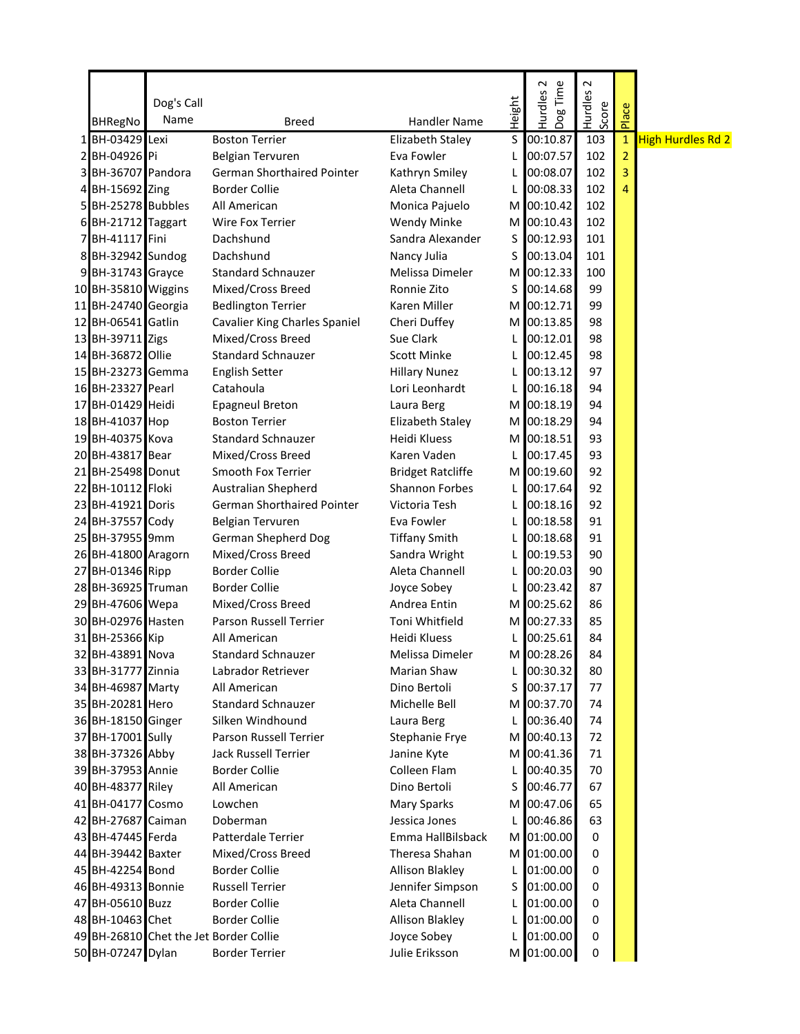| | BHRegNo | Dog's Call Name | Breed | Handler Name | Height | Hurdles 2 Dog Time | Hurdles 2 Score | Place | |
|---|---|---|---|---|---|---|---|---|---|
| 1 | BH-03429 | Lexi | Boston Terrier | Elizabeth Staley | S | 00:10.87 | 103 | 1 | High Hurdles Rd 2 |
| 2 | BH-04926 | Pi | Belgian Tervuren | Eva Fowler | L | 00:07.57 | 102 | 2 | |
| 3 | BH-36707 | Pandora | German Shorthaired Pointer | Kathryn Smiley | L | 00:08.07 | 102 | 3 | |
| 4 | BH-15692 | Zing | Border Collie | Aleta Channell | L | 00:08.33 | 102 | 4 | |
| 5 | BH-25278 | Bubbles | All American | Monica Pajuelo | M | 00:10.42 | 102 | | |
| 6 | BH-21712 | Taggart | Wire Fox Terrier | Wendy Minke | M | 00:10.43 | 102 | | |
| 7 | BH-41117 | Fini | Dachshund | Sandra Alexander | S | 00:12.93 | 101 | | |
| 8 | BH-32942 | Sundog | Dachshund | Nancy Julia | S | 00:13.04 | 101 | | |
| 9 | BH-31743 | Grayce | Standard Schnauzer | Melissa Dimeler | M | 00:12.33 | 100 | | |
| 10 | BH-35810 | Wiggins | Mixed/Cross Breed | Ronnie Zito | S | 00:14.68 | 99 | | |
| 11 | BH-24740 | Georgia | Bedlington Terrier | Karen Miller | M | 00:12.71 | 99 | | |
| 12 | BH-06541 | Gatlin | Cavalier King Charles Spaniel | Cheri Duffey | M | 00:13.85 | 98 | | |
| 13 | BH-39711 | Zigs | Mixed/Cross Breed | Sue Clark | L | 00:12.01 | 98 | | |
| 14 | BH-36872 | Ollie | Standard Schnauzer | Scott Minke | L | 00:12.45 | 98 | | |
| 15 | BH-23273 | Gemma | English Setter | Hillary Nunez | L | 00:13.12 | 97 | | |
| 16 | BH-23327 | Pearl | Catahoula | Lori Leonhardt | L | 00:16.18 | 94 | | |
| 17 | BH-01429 | Heidi | Epagneul Breton | Laura Berg | M | 00:18.19 | 94 | | |
| 18 | BH-41037 | Hop | Boston Terrier | Elizabeth Staley | M | 00:18.29 | 94 | | |
| 19 | BH-40375 | Kova | Standard Schnauzer | Heidi Kluess | M | 00:18.51 | 93 | | |
| 20 | BH-43817 | Bear | Mixed/Cross Breed | Karen Vaden | L | 00:17.45 | 93 | | |
| 21 | BH-25498 | Donut | Smooth Fox Terrier | Bridget Ratcliffe | M | 00:19.60 | 92 | | |
| 22 | BH-10112 | Floki | Australian Shepherd | Shannon Forbes | L | 00:17.64 | 92 | | |
| 23 | BH-41921 | Doris | German Shorthaired Pointer | Victoria Tesh | L | 00:18.16 | 92 | | |
| 24 | BH-37557 | Cody | Belgian Tervuren | Eva Fowler | L | 00:18.58 | 91 | | |
| 25 | BH-37955 | 9mm | German Shepherd Dog | Tiffany Smith | L | 00:18.68 | 91 | | |
| 26 | BH-41800 | Aragorn | Mixed/Cross Breed | Sandra Wright | L | 00:19.53 | 90 | | |
| 27 | BH-01346 | Ripp | Border Collie | Aleta Channell | L | 00:20.03 | 90 | | |
| 28 | BH-36925 | Truman | Border Collie | Joyce Sobey | L | 00:23.42 | 87 | | |
| 29 | BH-47606 | Wepa | Mixed/Cross Breed | Andrea Entin | M | 00:25.62 | 86 | | |
| 30 | BH-02976 | Hasten | Parson Russell Terrier | Toni Whitfield | M | 00:27.33 | 85 | | |
| 31 | BH-25366 | Kip | All American | Heidi Kluess | L | 00:25.61 | 84 | | |
| 32 | BH-43891 | Nova | Standard Schnauzer | Melissa Dimeler | M | 00:28.26 | 84 | | |
| 33 | BH-31777 | Zinnia | Labrador Retriever | Marian Shaw | L | 00:30.32 | 80 | | |
| 34 | BH-46987 | Marty | All American | Dino Bertoli | S | 00:37.17 | 77 | | |
| 35 | BH-20281 | Hero | Standard Schnauzer | Michelle Bell | M | 00:37.70 | 74 | | |
| 36 | BH-18150 | Ginger | Silken Windhound | Laura Berg | L | 00:36.40 | 74 | | |
| 37 | BH-17001 | Sully | Parson Russell Terrier | Stephanie Frye | M | 00:40.13 | 72 | | |
| 38 | BH-37326 | Abby | Jack Russell Terrier | Janine Kyte | M | 00:41.36 | 71 | | |
| 39 | BH-37953 | Annie | Border Collie | Colleen Flam | L | 00:40.35 | 70 | | |
| 40 | BH-48377 | Riley | All American | Dino Bertoli | S | 00:46.77 | 67 | | |
| 41 | BH-04177 | Cosmo | Lowchen | Mary Sparks | M | 00:47.06 | 65 | | |
| 42 | BH-27687 | Caiman | Doberman | Jessica Jones | L | 00:46.86 | 63 | | |
| 43 | BH-47445 | Ferda | Patterdale Terrier | Emma HallBilsback | M | 01:00.00 | 0 | | |
| 44 | BH-39442 | Baxter | Mixed/Cross Breed | Theresa Shahan | M | 01:00.00 | 0 | | |
| 45 | BH-42254 | Bond | Border Collie | Allison Blakley | L | 01:00.00 | 0 | | |
| 46 | BH-49313 | Bonnie | Russell Terrier | Jennifer Simpson | S | 01:00.00 | 0 | | |
| 47 | BH-05610 | Buzz | Border Collie | Aleta Channell | L | 01:00.00 | 0 | | |
| 48 | BH-10463 | Chet | Border Collie | Allison Blakley | L | 01:00.00 | 0 | | |
| 49 | BH-26810 | Chet the Jet | Border Collie | Joyce Sobey | L | 01:00.00 | 0 | | |
| 50 | BH-07247 | Dylan | Border Terrier | Julie Eriksson | M | 01:00.00 | 0 | | |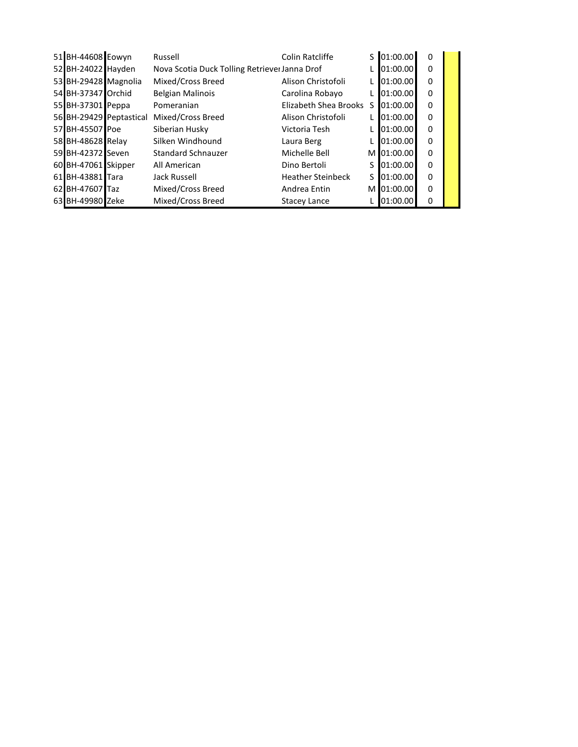| | | | | | | | | |
|---|---|---|---|---|---|---|---|---|
| 51 | BH-44608 | Eowyn | Russell | Colin Ratcliffe | S | 01:00.00 | 0 | |
| 52 | BH-24022 | Hayden | Nova Scotia Duck Tolling Retriever | Janna Drof | L | 01:00.00 | 0 | |
| 53 | BH-29428 | Magnolia | Mixed/Cross Breed | Alison Christofoli | L | 01:00.00 | 0 | |
| 54 | BH-37347 | Orchid | Belgian Malinois | Carolina Robayo | L | 01:00.00 | 0 | |
| 55 | BH-37301 | Peppa | Pomeranian | Elizabeth Shea Brooks | S | 01:00.00 | 0 | |
| 56 | BH-29429 | Peptastical | Mixed/Cross Breed | Alison Christofoli | L | 01:00.00 | 0 | |
| 57 | BH-45507 | Poe | Siberian Husky | Victoria Tesh | L | 01:00.00 | 0 | |
| 58 | BH-48628 | Relay | Silken Windhound | Laura Berg | L | 01:00.00 | 0 | |
| 59 | BH-42372 | Seven | Standard Schnauzer | Michelle Bell | M | 01:00.00 | 0 | |
| 60 | BH-47061 | Skipper | All American | Dino Bertoli | S | 01:00.00 | 0 | |
| 61 | BH-43881 | Tara | Jack Russell | Heather Steinbeck | S | 01:00.00 | 0 | |
| 62 | BH-47607 | Taz | Mixed/Cross Breed | Andrea Entin | M | 01:00.00 | 0 | |
| 63 | BH-49980 | Zeke | Mixed/Cross Breed | Stacey Lance | L | 01:00.00 | 0 | |